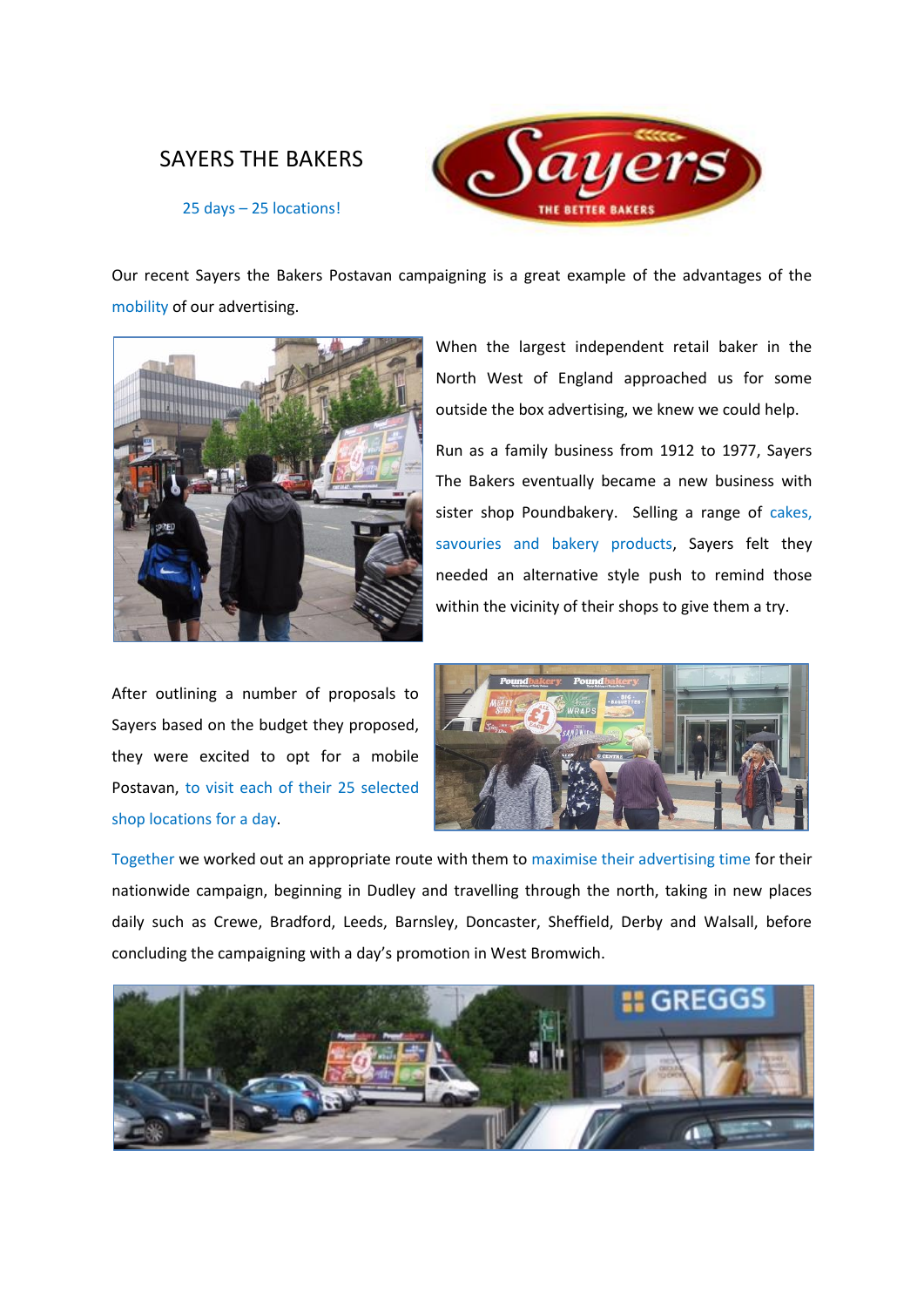# SAYERS THE BAKERS

25 days – 25 locations!

Our recent Sayers the Bakers Postavan campaigning is a great example of the advantages of the mobility of our advertising.

When the largest independent retail baker in the North West of England approached us for some outside the box advertising, we knew we could help.

Run as a family business from 1912 to 1977, Sayers The Bakers eventually became a new business with sister shop Poundbakery. Selling a range of cakes, savouries and bakery products, Sayers felt they needed an alternative style push to remind those within the vicinity of their shops to give them a try.

After outlining a number of proposals to Sayers based on the budget they proposed, they were excited to opt for a mobile Postavan, to visit each of their 25 selected shop locations for a day.

Together we worked out an appropriate route with them to maximise their advertising time for their nationwide campaign, beginning in Dudley and travelling through the north, taking in new places daily such as Crewe, Bradford, Leeds, Barnsley, Doncaster, Sheffield, Derby and Walsall, before concluding the campaigning with a day's promotion in West Bromwich.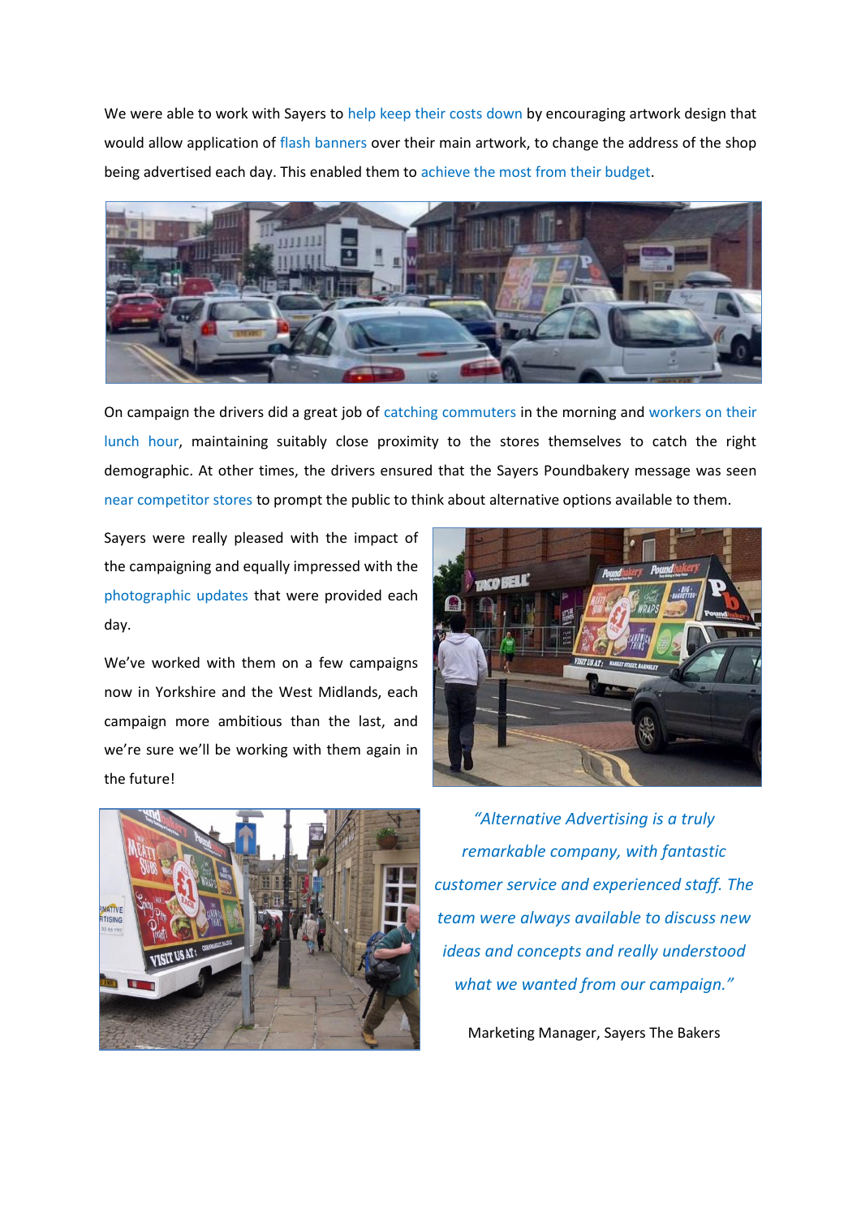We were able to work with Sayers to help keep their costs down by encouraging artwork design that would allow application of flash banners over their main artwork, to change the address of the shop being advertised each day. This enabled them to achieve the most from their budget.

On campaign the drivers did a great job of catching commuters in the morning and workers on their lunch hour, maintaining suitably close proximity to the stores themselves to catch the right demographic. At other times, the drivers ensured that the Sayers Poundbakery message was seen near competitor stores to prompt the public to think about alternative options available to them.

Sayers were really pleased with the impact of the campaigning and equally impressed with the photographic updates that were provided each day.

We've worked with them on a few campaigns now in Yorkshire and the West Midlands, each campaign more ambitious than the last, and we're sure we'll be working with them again in the future!

*"Alternative Advertising is a truly remarkable company, with fantastic customer service and experienced staff. The team were always available to discuss new ideas and concepts and really understood what we wanted from our campaign."*

Marketing Manager, Sayers The Bakers